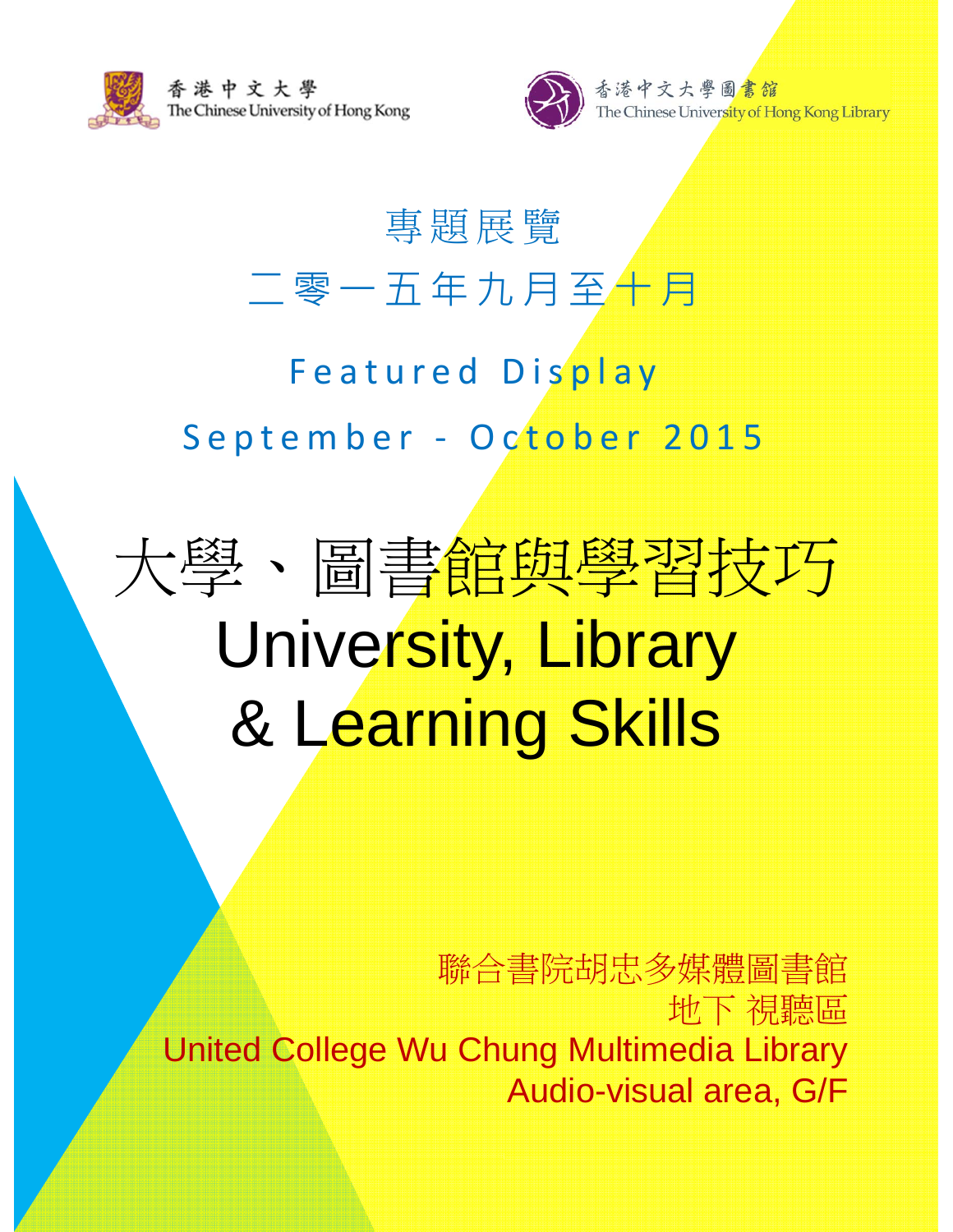香港中文大學
The Chinese University of Hong Kong

香港中文大學圖書館
The Chinese University of Hong Kong Library

專題展覽

二零一五年九月至十月

Featured Display

September - October 2015

# 大學、圖書館與學習技巧
# University, Library & Learning Skills

聯合書院胡忠多媒體圖書館
地下 視聽區
United College Wu Chung Multimedia Library
Audio-visual area, G/F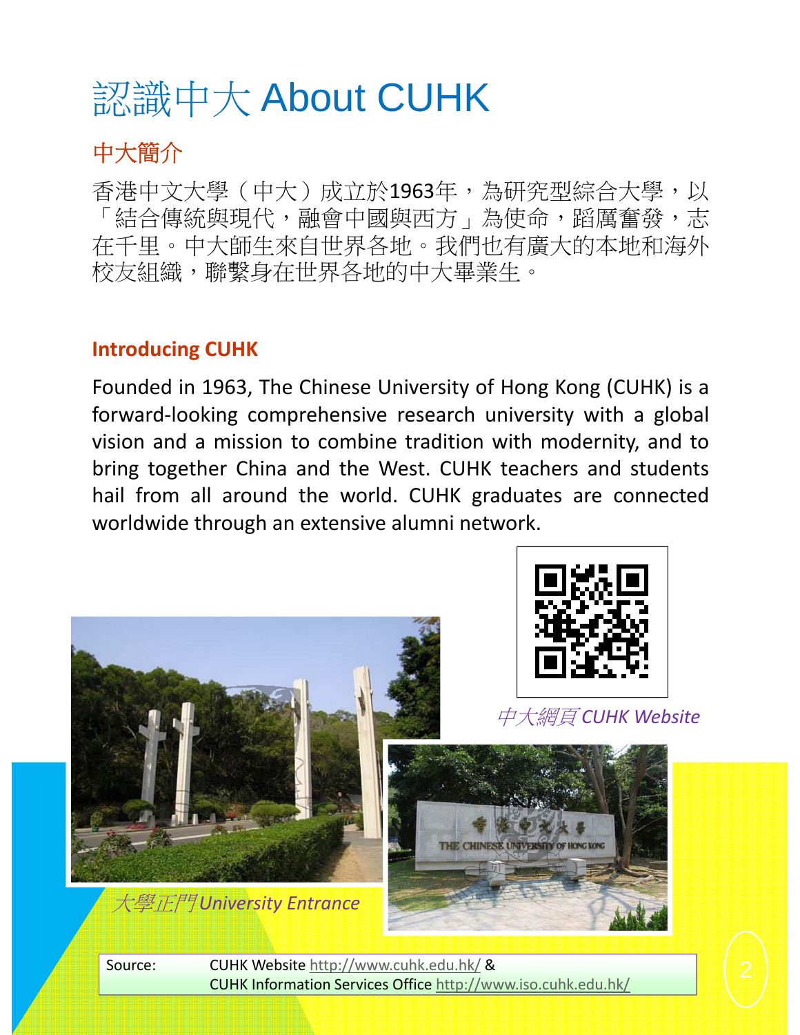# 認識中大 About CUHK

## 中大簡介

香港中文大學（中大）成立於1963年，為研究型綜合大學，以「結合傳統與現代，融會中國與西方」為使命，蹈厲奮發，志在千里。中大師生來自世界各地。我們也有廣大的本地和海外校友組織，聯繫身在世界各地的中大畢業生。

## Introducing CUHK

Founded in 1963, The Chinese University of Hong Kong (CUHK) is a forward-looking comprehensive research university with a global vision and a mission to combine tradition with modernity, and to bring together China and the West. CUHK teachers and students hail from all around the world. CUHK graduates are connected worldwide through an extensive alumni network.

*中大網頁 CUHK Website*

*大學正門 University Entrance*

Source: CUHK Website http://www.cuhk.edu.hk/ &
CUHK Information Services Office http://www.iso.cuhk.edu.hk/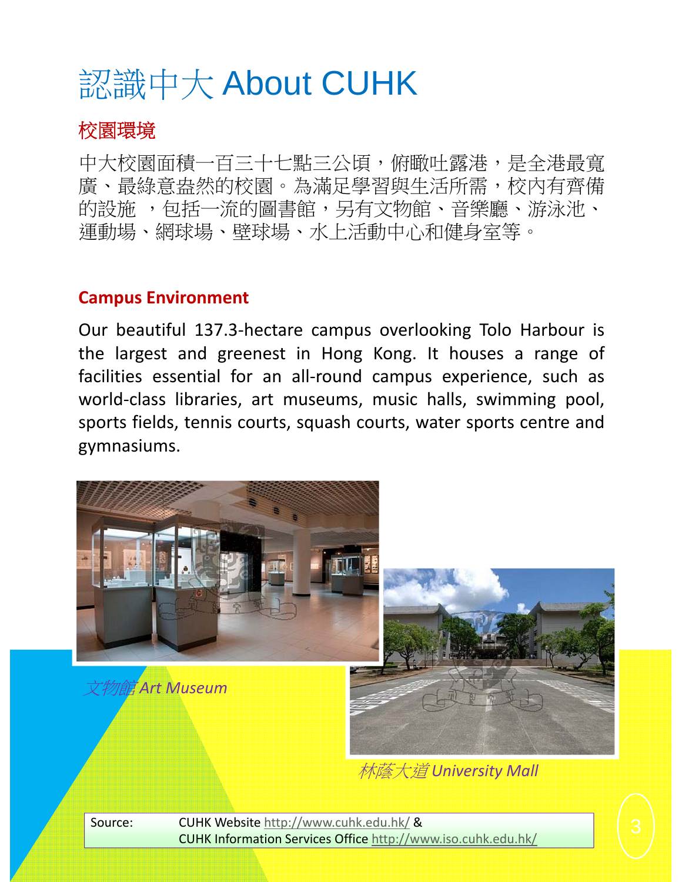# 認識中大 About CUHK

## 校園環境

中大校園面積一百三十七點三公頃，俯瞰吐露港，是全港最寬廣、最綠意盎然的校園。為滿足學習與生活所需，校內有齊備的設施 ，包括一流的圖書館，另有文物館、音樂廳、游泳池、運動場、網球場、壁球場、水上活動中心和健身室等。

## Campus Environment

Our beautiful 137.3-hectare campus overlooking Tolo Harbour is the largest and greenest in Hong Kong. It houses a range of facilities essential for an all-round campus experience, such as world-class libraries, art museums, music halls, swimming pool, sports fields, tennis courts, squash courts, water sports centre and gymnasiums.

*文物館 Art Museum*

*林蔭大道 University Mall*

Source: CUHK Website http://www.cuhk.edu.hk/ &
CUHK Information Services Office http://www.iso.cuhk.edu.hk/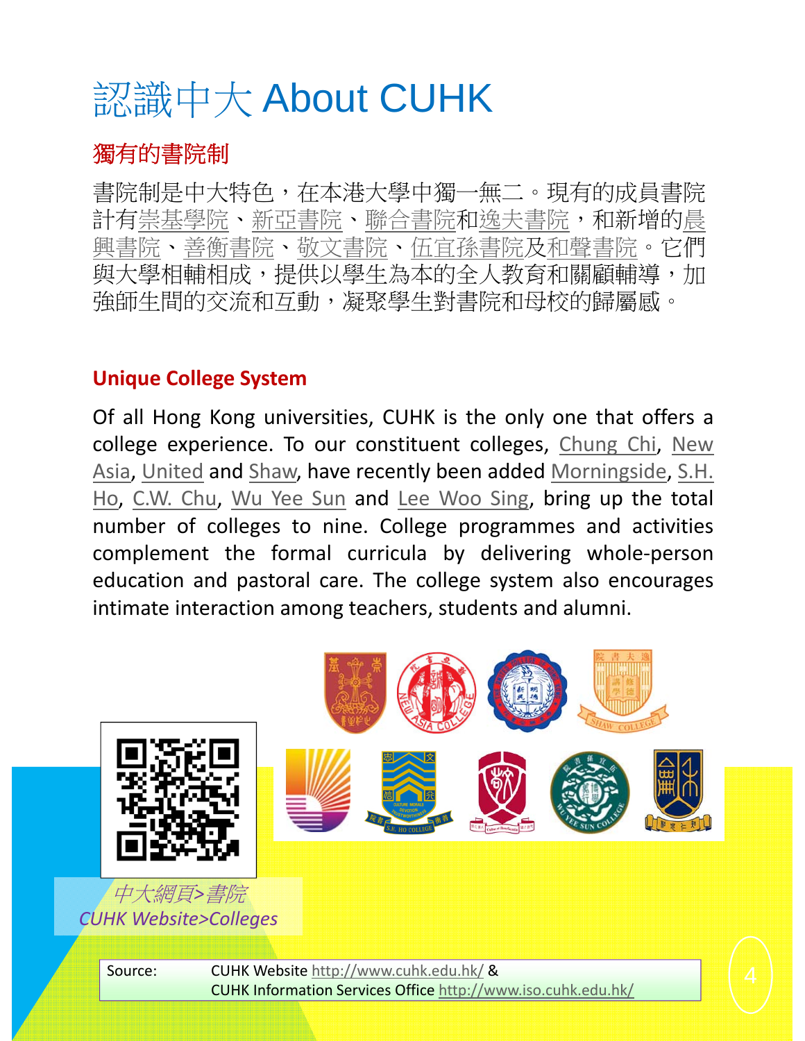# 認識中大 About CUHK

## 獨有的書院制

書院制是中大特色，在本港大學中獨一無二。現有的成員書院計有崇基學院、新亞書院、聯合書院和逸夫書院，和新增的晨興書院、善衡書院、敬文書院、伍宜孫書院及和聲書院。它們與大學相輔相成，提供以學生為本的全人教育和關顧輔導，加強師生間的交流和互動，凝聚學生對書院和母校的歸屬感。

## Unique College System

Of all Hong Kong universities, CUHK is the only one that offers a college experience. To our constituent colleges, Chung Chi, New Asia, United and Shaw, have recently been added Morningside, S.H. Ho, C.W. Chu, Wu Yee Sun and Lee Woo Sing, bring up the total number of colleges to nine. College programmes and activities complement the formal curricula by delivering whole-person education and pastoral care. The college system also encourages intimate interaction among teachers, students and alumni.

*中大網頁>書院*
*CUHK Website>Colleges*

Source: CUHK Website http://www.cuhk.edu.hk/ &
CUHK Information Services Office http://www.iso.cuhk.edu.hk/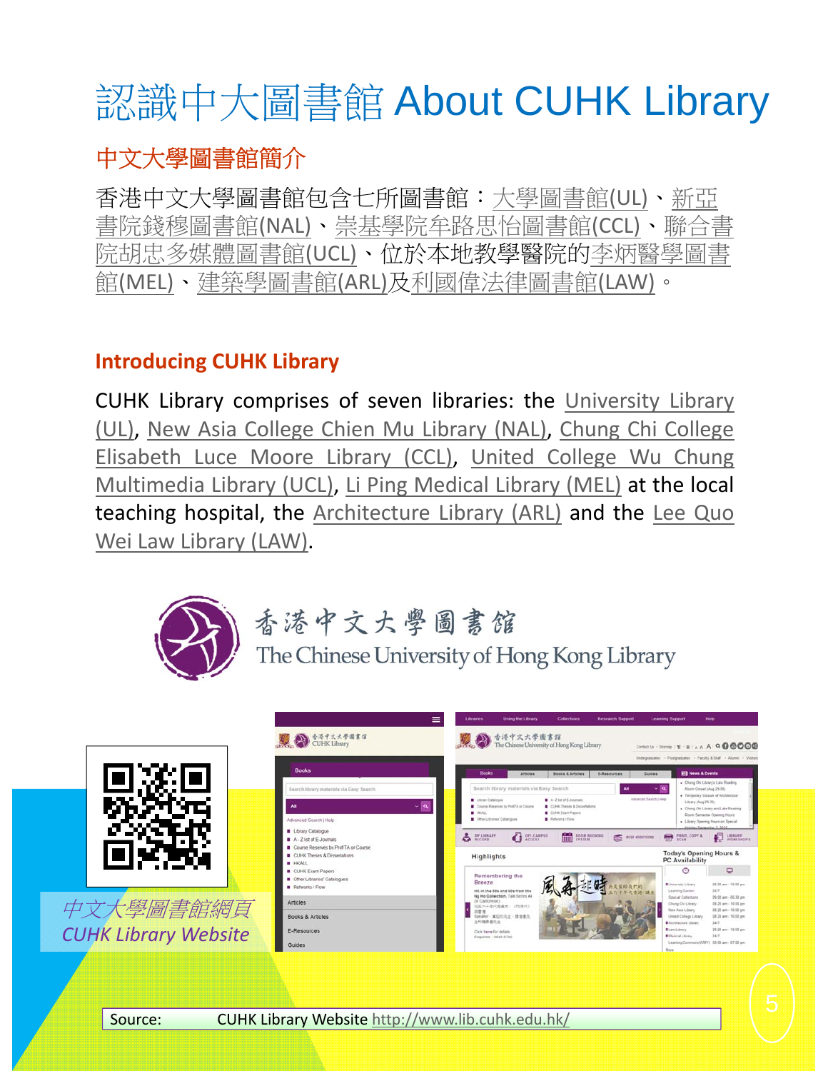# 認識中大圖書館 About CUHK Library

## 中文大學圖書館簡介

香港中文大學圖書館包含七所圖書館：大學圖書館(UL)、新亞書院錢穆圖書館(NAL)、崇基學院牟路思怡圖書館(CCL)、聯合書院胡忠多媒體圖書館(UCL)、位於本地教學醫院的李炳醫學圖書館(MEL)、建築學圖書館(ARL)及利國偉法律圖書館(LAW)。

## Introducing CUHK Library

CUHK Library comprises of seven libraries: the University Library (UL), New Asia College Chien Mu Library (NAL), Chung Chi College Elisabeth Luce Moore Library (CCL), United College Wu Chung Multimedia Library (UCL), Li Ping Medical Library (MEL) at the local teaching hospital, the Architecture Library (ARL) and the Lee Quo Wei Law Library (LAW).

香港中文大學圖書館
The Chinese University of Hong Kong Library

*中文大學圖書館網頁*
*CUHK Library Website*

Source: CUHK Library Website http://www.lib.cuhk.edu.hk/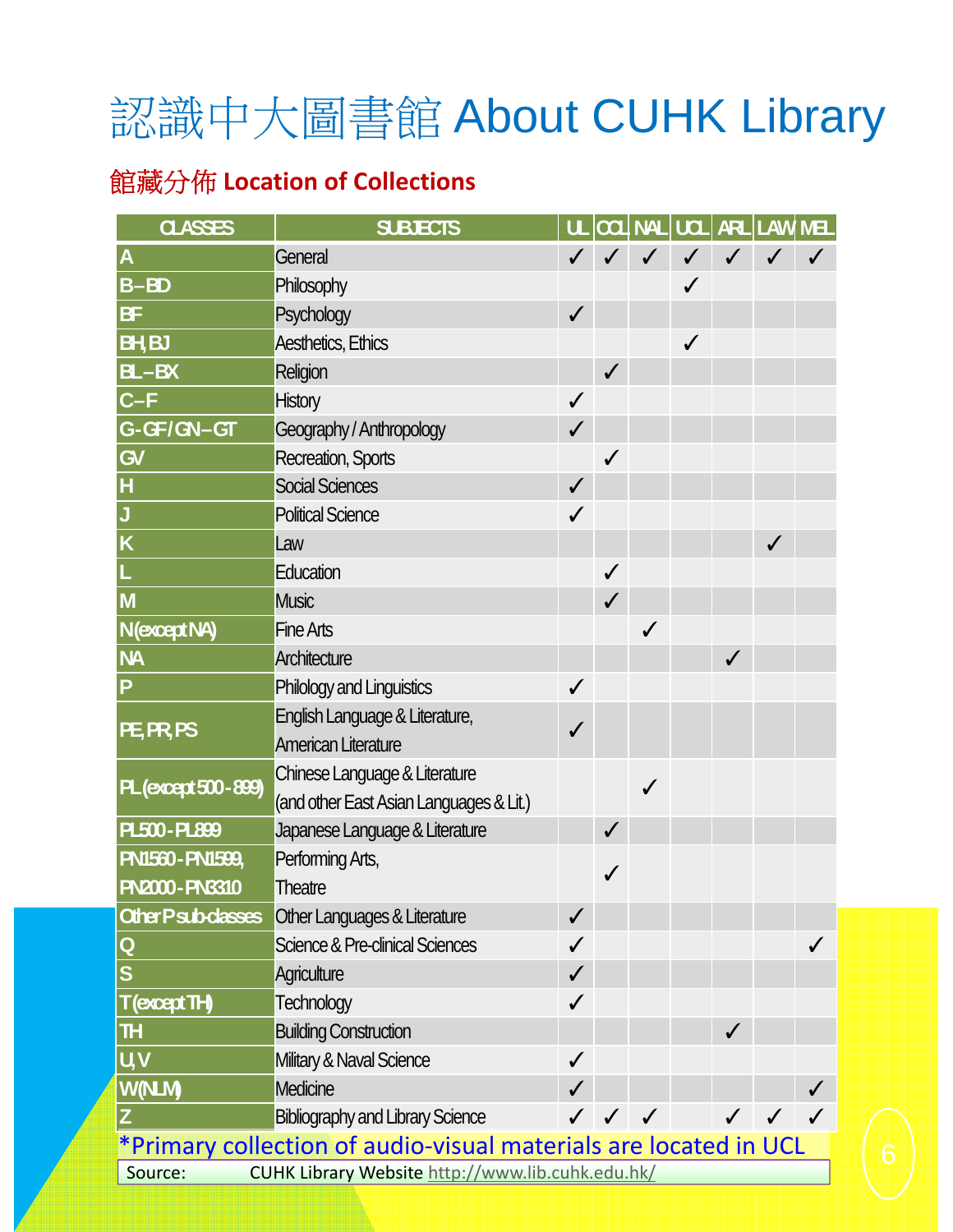# 認識中大圖書館 About CUHK Library

## 館藏分佈 Location of Collections

| CLASSES | SUBJECTS | UL | CCL | NAL | UCL | ARL | LAW | MEL |
|---|---|---|---|---|---|---|---|---|
| A | General | ✓ | ✓ | ✓ | ✓ | ✓ | ✓ | ✓ |
| B–BD | Philosophy | | | | ✓ | | | |
| BF | Psychology | ✓ | | | | | | |
| BH, BJ | Aesthetics, Ethics | | | | ✓ | | | |
| BL–BX | Religion | | ✓ | | | | | |
| C–F | History | ✓ | | | | | | |
| G-GF / GN–GT | Geography / Anthropology | ✓ | | | | | | |
| GV | Recreation, Sports | | ✓ | | | | | |
| H | Social Sciences | ✓ | | | | | | |
| J | Political Science | ✓ | | | | | | |
| K | Law | | | | | | ✓ | |
| L | Education | | ✓ | | | | | |
| M | Music | | ✓ | | | | | |
| N (except NA) | Fine Arts | | | ✓ | | | | |
| NA | Architecture | | | | | ✓ | | |
| P | Philology and Linguistics | ✓ | | | | | | |
| PE, PR, PS | English Language & Literature, American Literature | ✓ | | | | | | |
| PL (except 500 - 899) | Chinese Language & Literature (and other East Asian Languages & Lit.) | | | ✓ | | | | |
| PL500 - PL899 | Japanese Language & Literature | | ✓ | | | | | |
| PN1560 - PN1599, PN2000 - PN3310 | Performing Arts, Theatre | | ✓ | | | | | |
| Other P sub-classes | Other Languages & Literature | ✓ | | | | | | |
| Q | Science & Pre-clinical Sciences | ✓ | | | | | | ✓ |
| S | Agriculture | ✓ | | | | | | |
| T (except TH) | Technology | ✓ | | | | | | |
| TH | Building Construction | | | | | ✓ | | |
| U, V | Military & Naval Science | ✓ | | | | | | |
| W (NLM) | Medicine | ✓ | | | | | | ✓ |
| Z | Bibliography and Library Science | ✓ | ✓ | ✓ | | ✓ | ✓ | ✓ |

*Primary collection of audio-visual materials are located in UCL

Source: CUHK Library Website http://www.lib.cuhk.edu.hk/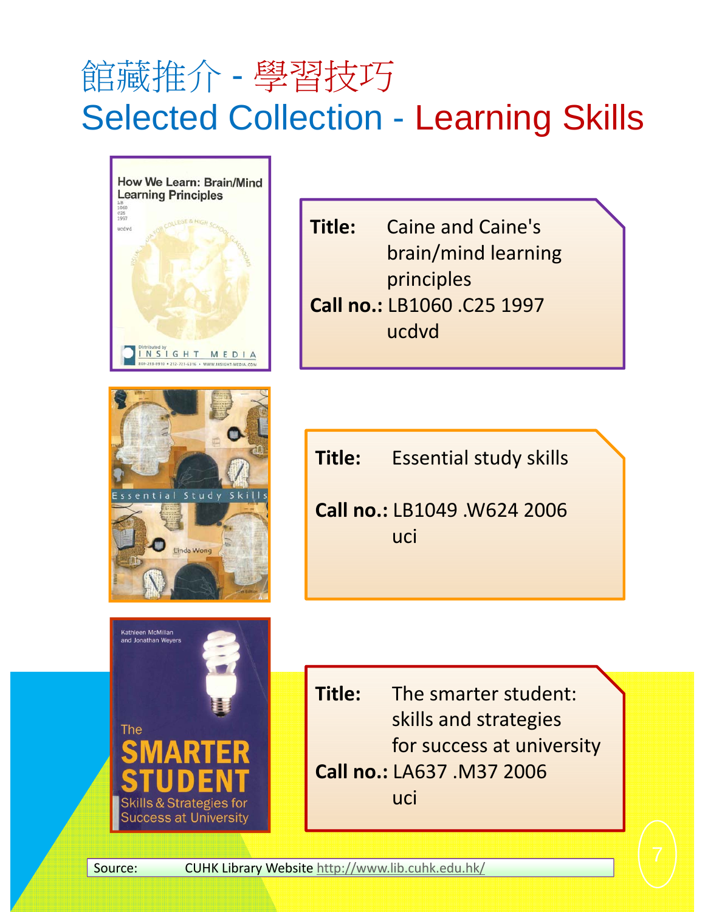# 館藏推介 - 學習技巧
# Selected Collection - Learning Skills

**Title:** Caine and Caine's brain/mind learning principles
**Call no.:** LB1060 .C25 1997 ucdvd

**Title:** Essential study skills
**Call no.:** LB1049 .W624 2006 uci

**Title:** The smarter student: skills and strategies for success at university
**Call no.:** LA637 .M37 2006 uci

Source: CUHK Library Website http://www.lib.cuhk.edu.hk/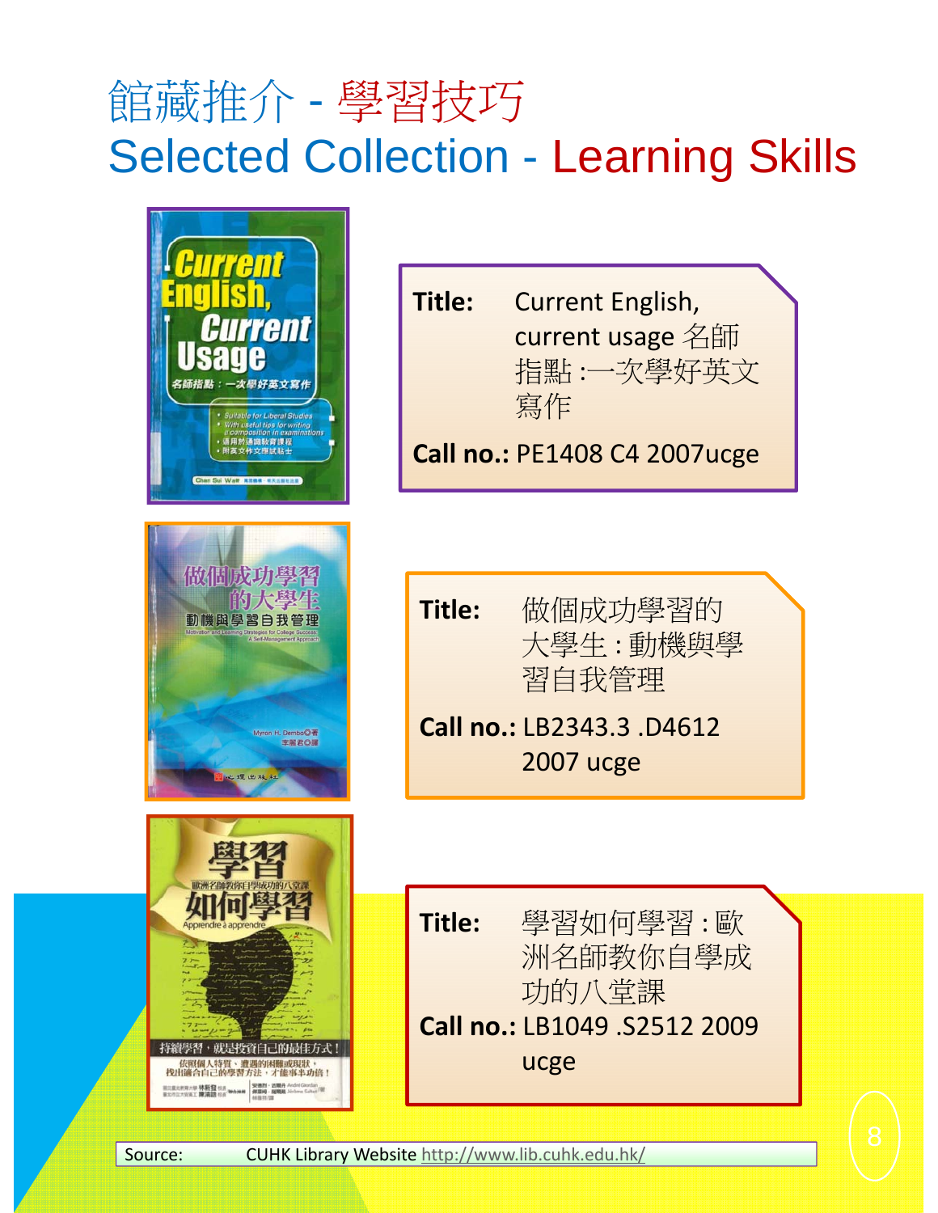# 館藏推介 - 學習技巧
# Selected Collection - Learning Skills

**Title:** Current English, current usage 名師指點 : 一次學好英文寫作

**Call no.:** PE1408 C4 2007ucge

**Title:** 做個成功學習的大學生 : 動機與學習自我管理

**Call no.:** LB2343.3 .D4612 2007 ucge

**Title:** 學習如何學習 : 歐洲名師教你自學成功的八堂課

**Call no.:** LB1049 .S2512 2009 ucge

Source: CUHK Library Website http://www.lib.cuhk.edu.hk/